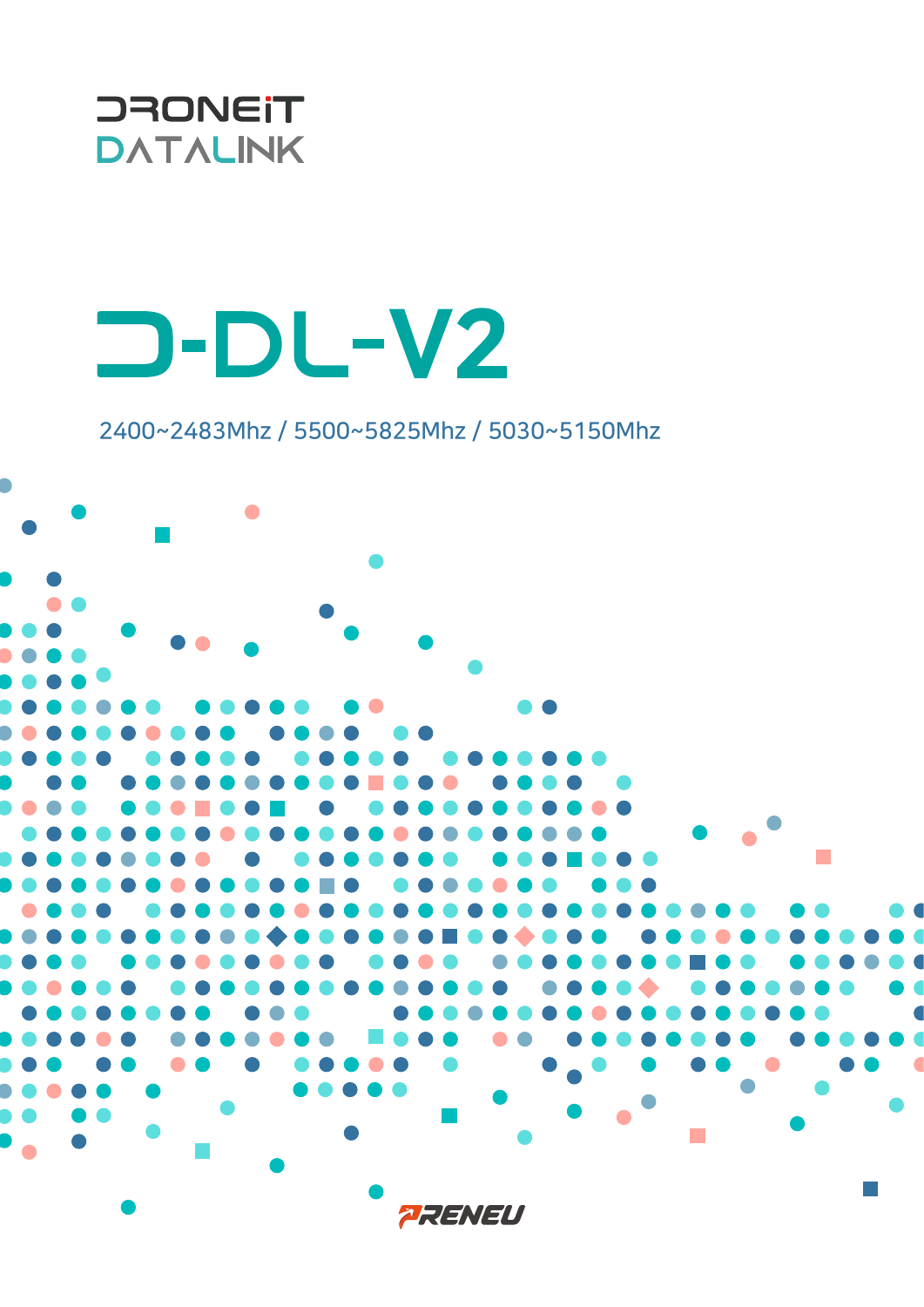DRONEiT
DATALINK

# D-DL-V2

2400~2483Mhz / 5500~5825Mhz / 5030~5150Mhz

PRENEU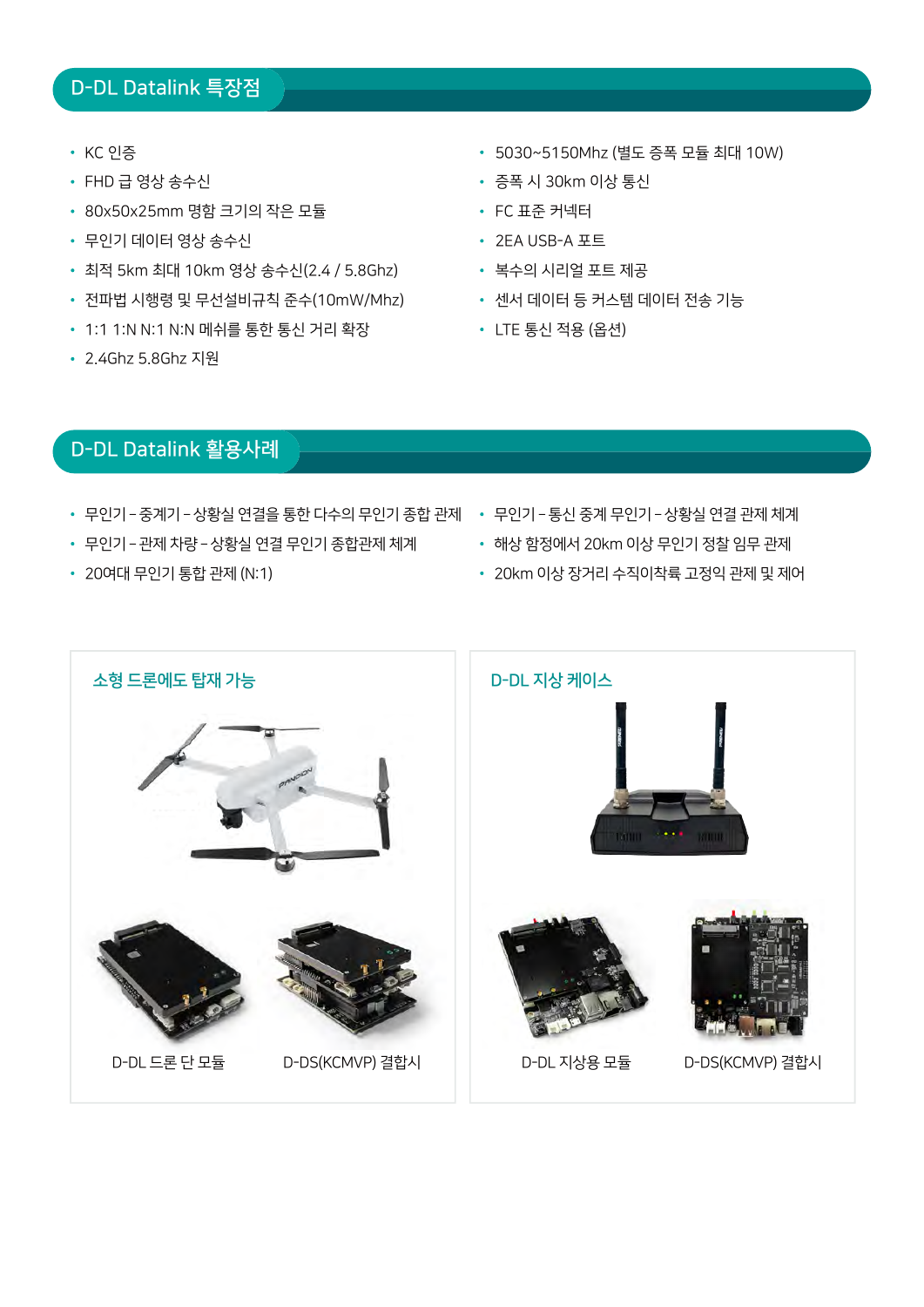## D-DL Datalink 특장점

- KC 인증
- FHD 급 영상 송수신
- 80x50x25mm 명함 크기의 작은 모듈
- 무인기 데이터 영상 송수신
- 최적 5km 최대 10km 영상 송수신(2.4 / 5.8Ghz)
- 전파법 시행령 및 무선설비규칙 준수(10mW/Mhz)
- 1:1 1:N N:1 N:N 메쉬를 통한 통신 거리 확장
- 2.4Ghz 5.8Ghz 지원
- 5030~5150Mhz (별도 증폭 모듈 최대 10W)
- 증폭 시 30km 이상 통신
- FC 표준 커넥터
- 2EA USB-A 포트
- 복수의 시리얼 포트 제공
- 센서 데이터 등 커스텀 데이터 전송 기능
- LTE 통신 적용 (옵션)

## D-DL Datalink 활용사례

- 무인기 – 중계기 – 상황실 연결을 통한 다수의 무인기 종합 관제
- 무인기 – 관제 차량 – 상황실 연결 무인기 종합관제 체계
- 20여대 무인기 통합 관제 (N:1)
- 무인기 – 통신 중계 무인기 – 상황실 연결 관제 체계
- 해상 함정에서 20km 이상 무인기 정찰 임무 관제
- 20km 이상 장거리 수직이착륙 고정익 관제 및 제어

### 소형 드론에도 탑재 가능

D-DL 드론 단 모듈

D-DS(KCMVP) 결합시

### D-DL 지상 케이스

D-DL 지상용 모듈

D-DS(KCMVP) 결합시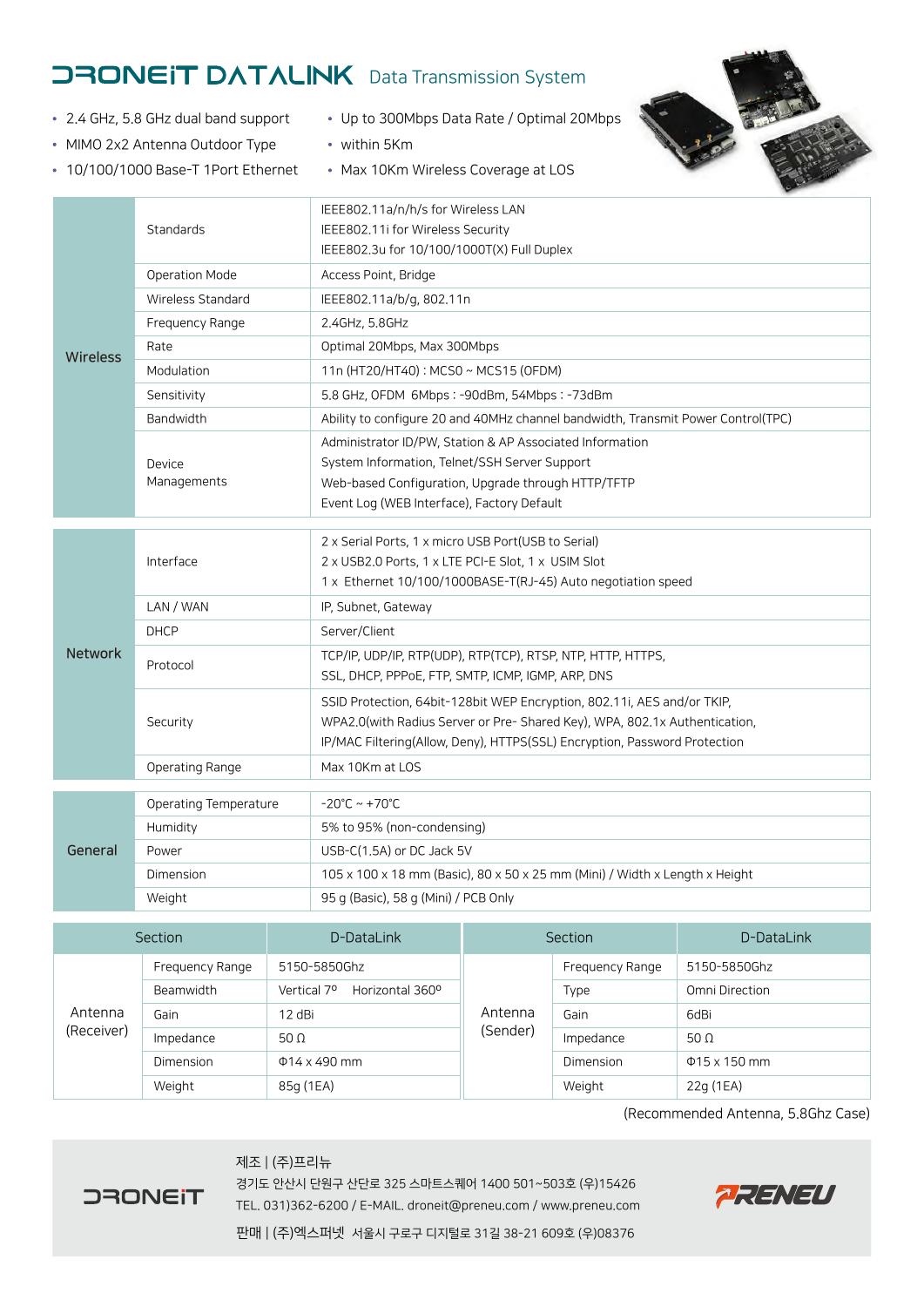# DRONEiT DATALINK Data Transmission System

- 2.4 GHz, 5.8 GHz dual band support
- MIMO 2x2 Antenna Outdoor Type
- 10/100/1000 Base-T 1Port Ethernet
- Up to 300Mbps Data Rate / Optimal 20Mbps
- within 5Km
- Max 10Km Wireless Coverage at LOS

| | | |
|---|---|---|
| Wireless | Standards | IEEE802.11a/n/h/s for Wireless LAN<br>IEEE802.11i for Wireless Security<br>IEEE802.3u for 10/100/1000T(X) Full Duplex |
| | Operation Mode | Access Point, Bridge |
| | Wireless Standard | IEEE802.11a/b/g, 802.11n |
| | Frequency Range | 2.4GHz, 5.8GHz |
| | Rate | Optimal 20Mbps, Max 300Mbps |
| | Modulation | 11n (HT20/HT40) : MCS0 ~ MCS15 (OFDM) |
| | Sensitivity | 5.8 GHz, OFDM 6Mbps : -90dBm, 54Mbps : -73dBm |
| | Bandwidth | Ability to configure 20 and 40MHz channel bandwidth, Transmit Power Control(TPC) |
| | Device Managements | Administrator ID/PW, Station & AP Associated Information<br>System Information, Telnet/SSH Server Support<br>Web-based Configuration, Upgrade through HTTP/TFTP<br>Event Log (WEB Interface), Factory Default |
| Network | Interface | 2 x Serial Ports, 1 x micro USB Port(USB to Serial)<br>2 x USB2.0 Ports, 1 x LTE PCI-E Slot, 1 x USIM Slot<br>1 x Ethernet 10/100/1000BASE-T(RJ-45) Auto negotiation speed |
| | LAN / WAN | IP, Subnet, Gateway |
| | DHCP | Server/Client |
| | Protocol | TCP/IP, UDP/IP, RTP(UDP), RTP(TCP), RTSP, NTP, HTTP, HTTPS,<br>SSL, DHCP, PPPoE, FTP, SMTP, ICMP, IGMP, ARP, DNS |
| | Security | SSID Protection, 64bit-128bit WEP Encryption, 802.11i, AES and/or TKIP,<br>WPA2.0(with Radius Server or Pre- Shared Key), WPA, 802.1x Authentication,<br>IP/MAC Filtering(Allow, Deny), HTTPS(SSL) Encryption, Password Protection |
| | Operating Range | Max 10Km at LOS |
| General | Operating Temperature | -20°C ~ +70°C |
| | Humidity | 5% to 95% (non-condensing) |
| | Power | USB-C(1.5A) or DC Jack 5V |
| | Dimension | 105 x 100 x 18 mm (Basic), 80 x 50 x 25 mm (Mini) / Width x Length x Height |
| | Weight | 95 g (Basic), 58 g (Mini) / PCB Only |

| Section | | D-DataLink | Section | | D-DataLink |
|---|---|---|---|---|---|
| Antenna (Receiver) | Frequency Range | 5150-5850Ghz | Antenna (Sender) | Frequency Range | 5150-5850Ghz |
| | Beamwidth | Vertical 7º Horizontal 360º | | Type | Omni Direction |
| | Gain | 12 dBi | | Gain | 6dBi |
| | Impedance | 50 Ω | | Impedance | 50 Ω |
| | Dimension | Φ14 x 490 mm | | Dimension | Φ15 x 150 mm |
| | Weight | 85g (1EA) | | Weight | 22g (1EA) |

(Recommended Antenna, 5.8Ghz Case)

DRONEiT

제조 | (주)프리뉴
경기도 안산시 단원구 산단로 325 스마트스퀘어 1400 501~503호 (우)15426
TEL. 031)362-6200 / E-MAIL. droneit@preneu.com / www.preneu.com
판매 | (주)엑스퍼넷 서울시 구로구 디지털로 31길 38-21 609호 (우)08376

PRENEU